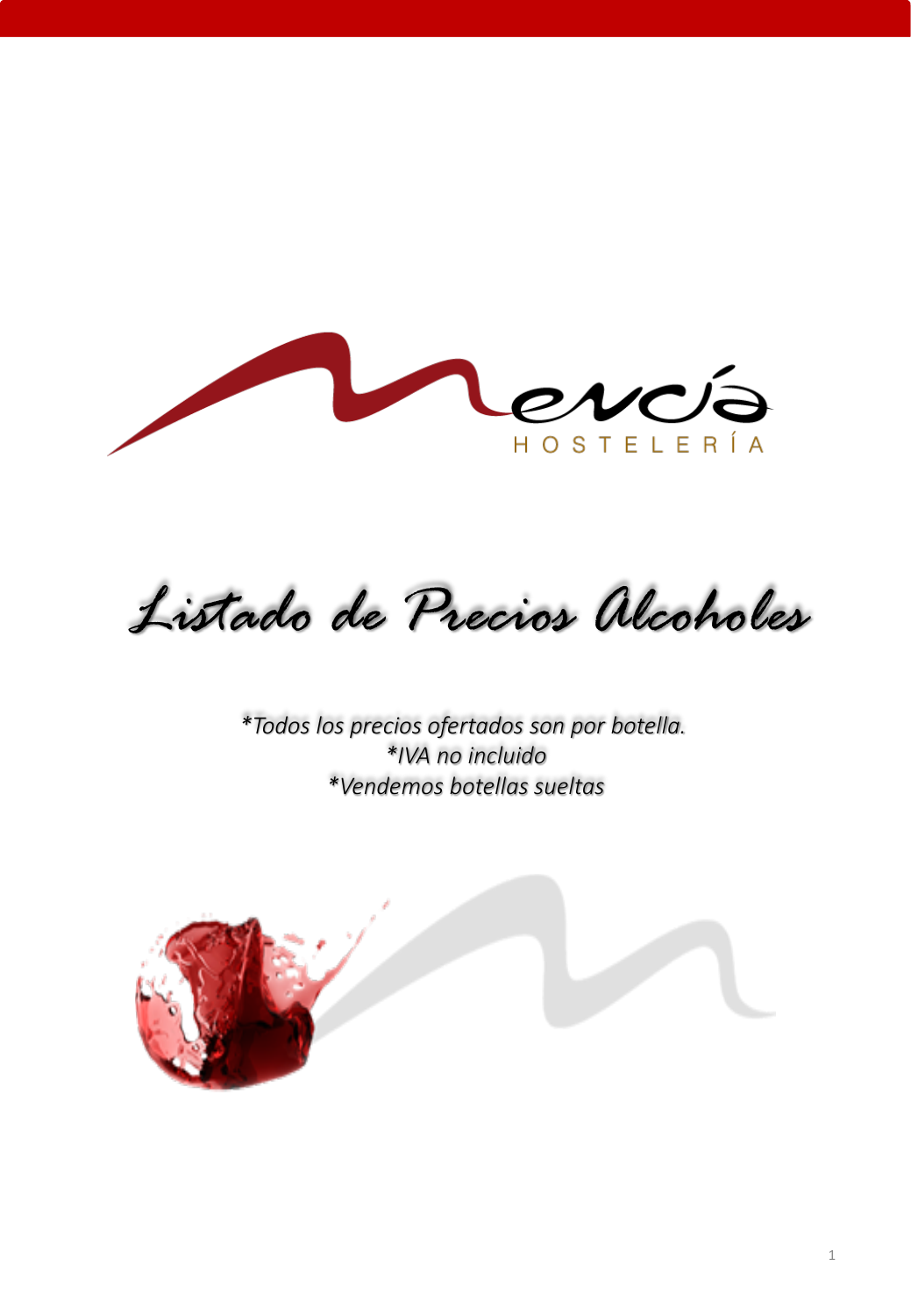Mencía HOSTELERÍA

# Listado de Precios Alcoholes

*\*Todos los precios ofertados son por botella.*
*\*IVA no incluido*
*\*Vendemos botellas sueltas*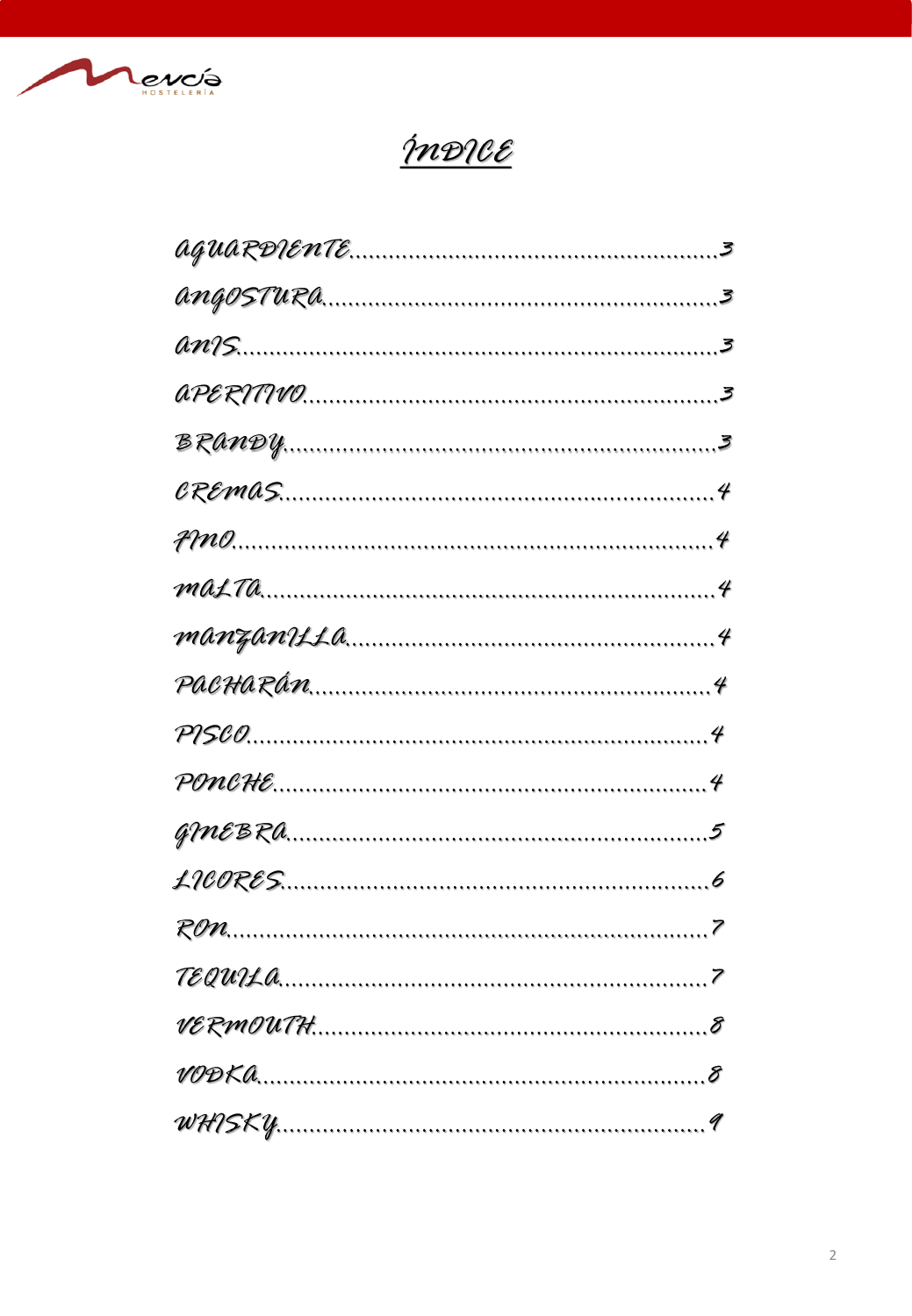# ÍNDICE

AGUARDIENTE........................................................3

ANGOSTURA..........................................................3

ANIS...................................................................3

APERITIVO...........................................................3

BRANDY..............................................................3

CREMAS..............................................................4

FINO....................................................................4

MALTA.................................................................4

MANZANILLA.......................................................4

PACHARÁN..........................................................4

PISCO...................................................................4

PONCHE...............................................................4

GINEBRA..............................................................5

LICORES...............................................................6

RON......................................................................7

TEQUILA...............................................................7

VERMOUTH..........................................................8

VODKA..................................................................8

WHISKY.................................................................9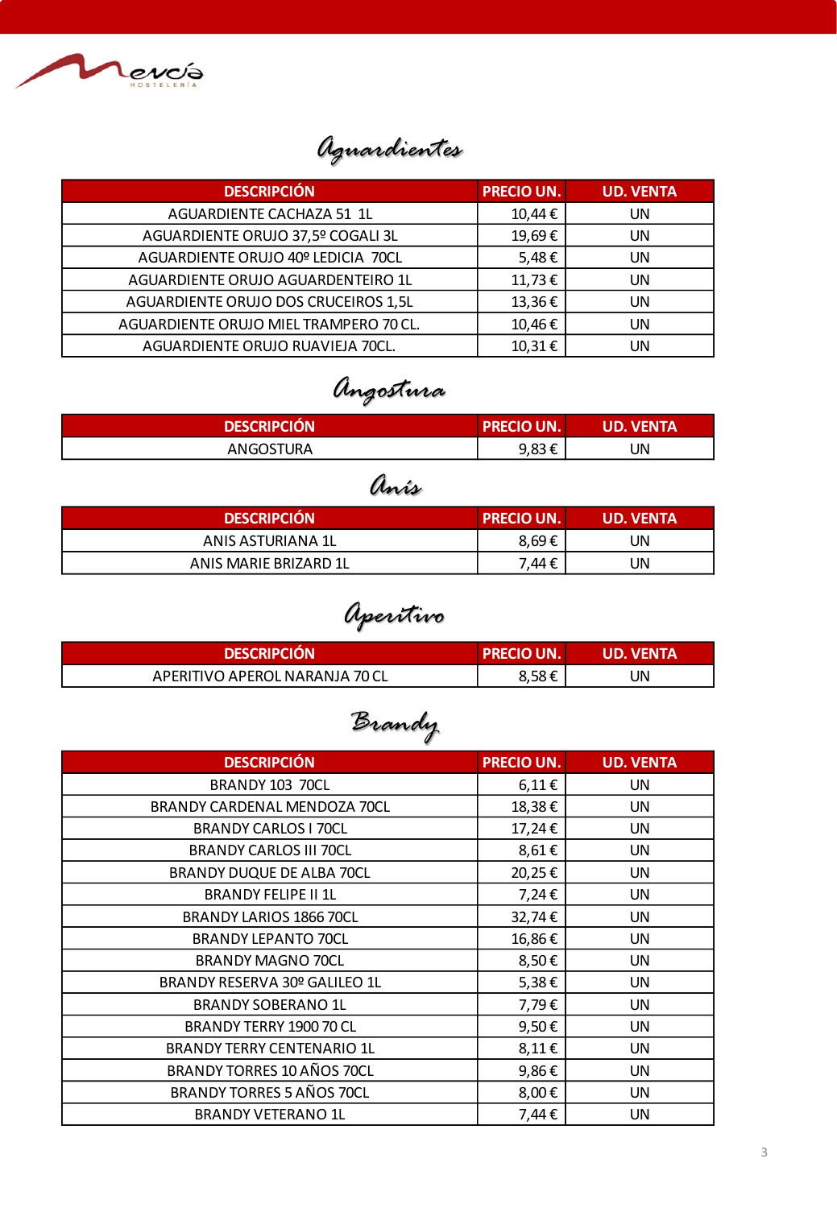## Aguardientes

| DESCRIPCIÓN | PRECIO UN. | UD. VENTA |
|---|---|---|
| AGUARDIENTE CACHAZA 51 1L | 10,44 € | UN |
| AGUARDIENTE ORUJO 37,5º COGALI 3L | 19,69 € | UN |
| AGUARDIENTE ORUJO 40º LEDICIA 70CL | 5,48 € | UN |
| AGUARDIENTE ORUJO AGUARDENTEIRO 1L | 11,73 € | UN |
| AGUARDIENTE ORUJO DOS CRUCEIROS 1,5L | 13,36 € | UN |
| AGUARDIENTE ORUJO MIEL TRAMPERO 70 CL. | 10,46 € | UN |
| AGUARDIENTE ORUJO RUAVIEJA 70CL. | 10,31 € | UN |

## Angostura

| DESCRIPCIÓN | PRECIO UN. | UD. VENTA |
|---|---|---|
| ANGOSTURA | 9,83 € | UN |

## Anís

| DESCRIPCIÓN | PRECIO UN. | UD. VENTA |
|---|---|---|
| ANIS ASTURIANA 1L | 8,69 € | UN |
| ANIS MARIE BRIZARD 1L | 7,44 € | UN |

## Aperitivo

| DESCRIPCIÓN | PRECIO UN. | UD. VENTA |
|---|---|---|
| APERITIVO APEROL NARANJA 70 CL | 8,58 € | UN |

## Brandy

| DESCRIPCIÓN | PRECIO UN. | UD. VENTA |
|---|---|---|
| BRANDY 103 70CL | 6,11 € | UN |
| BRANDY CARDENAL MENDOZA 70CL | 18,38 € | UN |
| BRANDY CARLOS I 70CL | 17,24 € | UN |
| BRANDY CARLOS III 70CL | 8,61 € | UN |
| BRANDY DUQUE DE ALBA 70CL | 20,25 € | UN |
| BRANDY FELIPE II 1L | 7,24 € | UN |
| BRANDY LARIOS 1866 70CL | 32,74 € | UN |
| BRANDY LEPANTO 70CL | 16,86 € | UN |
| BRANDY MAGNO 70CL | 8,50 € | UN |
| BRANDY RESERVA 30º GALILEO 1L | 5,38 € | UN |
| BRANDY SOBERANO 1L | 7,79 € | UN |
| BRANDY TERRY 1900 70 CL | 9,50 € | UN |
| BRANDY TERRY CENTENARIO 1L | 8,11 € | UN |
| BRANDY TORRES 10 AÑOS 70CL | 9,86 € | UN |
| BRANDY TORRES 5 AÑOS 70CL | 8,00 € | UN |
| BRANDY VETERANO 1L | 7,44 € | UN |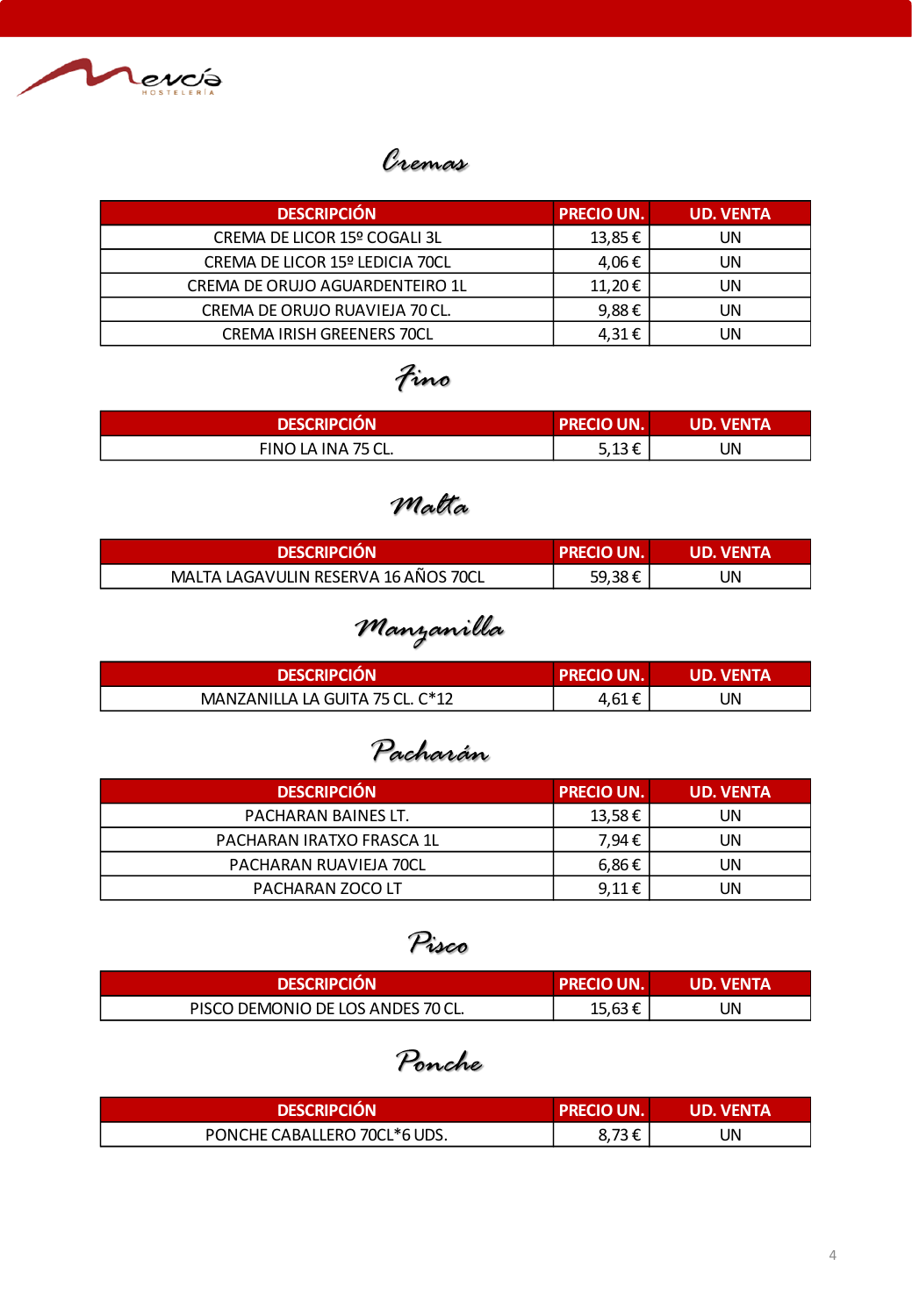## Cremas

| DESCRIPCIÓN | PRECIO UN. | UD. VENTA |
|---|---|---|
| CREMA DE LICOR 15º COGALI 3L | 13,85 € | UN |
| CREMA DE LICOR 15º LEDICIA 70CL | 4,06 € | UN |
| CREMA DE ORUJO AGUARDENTEIRO 1L | 11,20 € | UN |
| CREMA DE ORUJO RUAVIEJA 70 CL. | 9,88 € | UN |
| CREMA IRISH GREENERS 70CL | 4,31 € | UN |

## Fino

| DESCRIPCIÓN | PRECIO UN. | UD. VENTA |
|---|---|---|
| FINO LA INA 75 CL. | 5,13 € | UN |

## Malta

| DESCRIPCIÓN | PRECIO UN. | UD. VENTA |
|---|---|---|
| MALTA LAGAVULIN RESERVA 16 AÑOS 70CL | 59,38 € | UN |

## Manzanilla

| DESCRIPCIÓN | PRECIO UN. | UD. VENTA |
|---|---|---|
| MANZANILLA LA GUITA 75 CL. C*12 | 4,61 € | UN |

## Pacharán

| DESCRIPCIÓN | PRECIO UN. | UD. VENTA |
|---|---|---|
| PACHARAN BAINES LT. | 13,58 € | UN |
| PACHARAN IRATXO FRASCA 1L | 7,94 € | UN |
| PACHARAN RUAVIEJA 70CL | 6,86 € | UN |
| PACHARAN ZOCO LT | 9,11 € | UN |

## Pisco

| DESCRIPCIÓN | PRECIO UN. | UD. VENTA |
|---|---|---|
| PISCO DEMONIO DE LOS ANDES 70 CL. | 15,63 € | UN |

## Ponche

| DESCRIPCIÓN | PRECIO UN. | UD. VENTA |
|---|---|---|
| PONCHE CABALLERO 70CL*6 UDS. | 8,73 € | UN |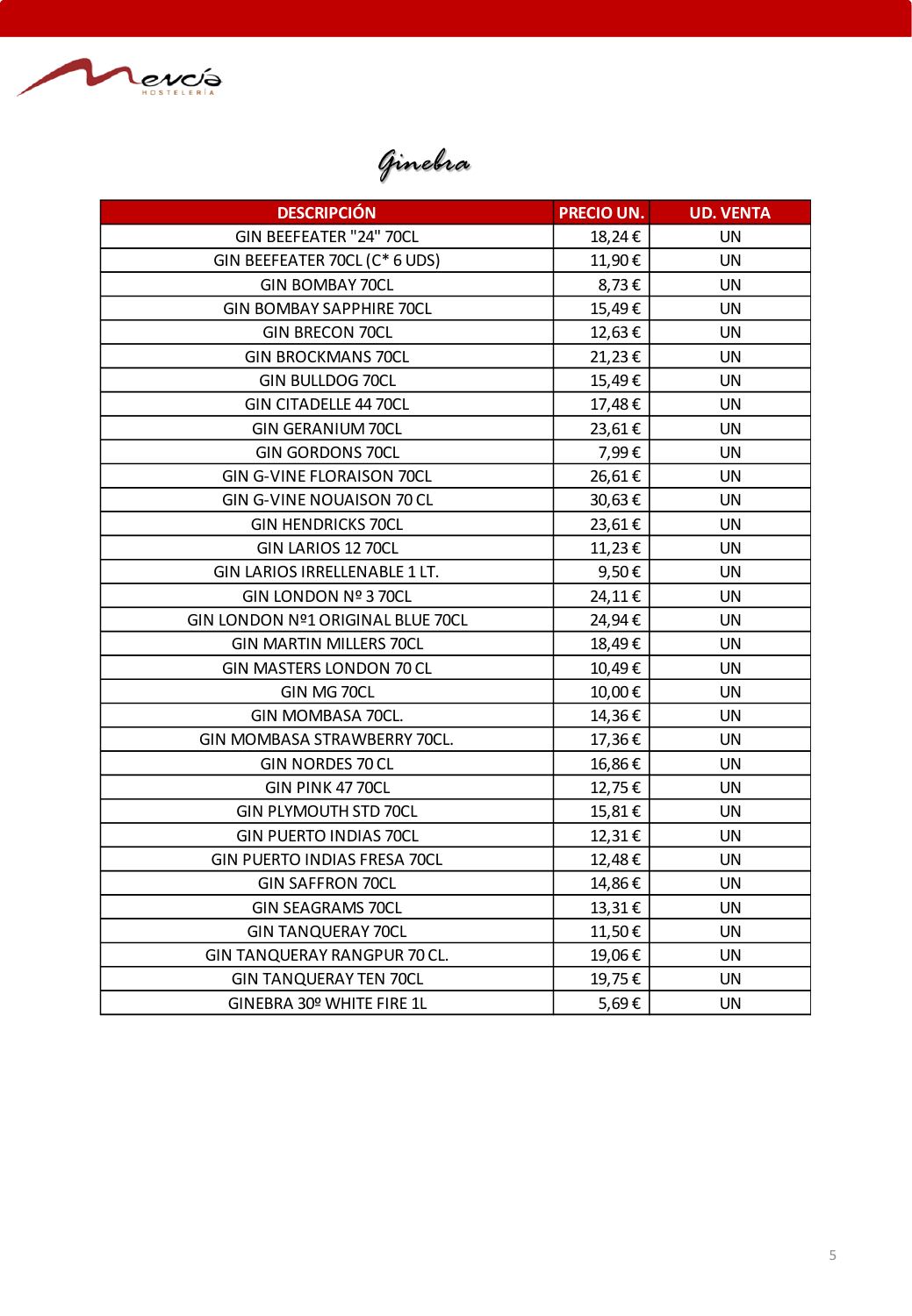# Ginebra

| DESCRIPCIÓN | PRECIO UN. | UD. VENTA |
|---|---|---|
| GIN BEEFEATER "24" 70CL | 18,24 € | UN |
| GIN BEEFEATER 70CL (C* 6 UDS) | 11,90 € | UN |
| GIN BOMBAY 70CL | 8,73 € | UN |
| GIN BOMBAY SAPPHIRE 70CL | 15,49 € | UN |
| GIN BRECON 70CL | 12,63 € | UN |
| GIN BROCKMANS 70CL | 21,23 € | UN |
| GIN BULLDOG 70CL | 15,49 € | UN |
| GIN CITADELLE 44 70CL | 17,48 € | UN |
| GIN GERANIUM 70CL | 23,61 € | UN |
| GIN GORDONS 70CL | 7,99 € | UN |
| GIN G-VINE FLORAISON 70CL | 26,61 € | UN |
| GIN G-VINE NOUAISON 70 CL | 30,63 € | UN |
| GIN HENDRICKS 70CL | 23,61 € | UN |
| GIN LARIOS 12 70CL | 11,23 € | UN |
| GIN LARIOS IRRELLENABLE 1 LT. | 9,50 € | UN |
| GIN LONDON Nº 3 70CL | 24,11 € | UN |
| GIN LONDON Nº1 ORIGINAL BLUE 70CL | 24,94 € | UN |
| GIN MARTIN MILLERS 70CL | 18,49 € | UN |
| GIN MASTERS LONDON 70 CL | 10,49 € | UN |
| GIN MG 70CL | 10,00 € | UN |
| GIN MOMBASA 70CL. | 14,36 € | UN |
| GIN MOMBASA STRAWBERRY 70CL. | 17,36 € | UN |
| GIN NORDES 70 CL | 16,86 € | UN |
| GIN PINK 47 70CL | 12,75 € | UN |
| GIN PLYMOUTH STD 70CL | 15,81 € | UN |
| GIN PUERTO INDIAS 70CL | 12,31 € | UN |
| GIN PUERTO INDIAS FRESA 70CL | 12,48 € | UN |
| GIN SAFFRON 70CL | 14,86 € | UN |
| GIN SEAGRAMS 70CL | 13,31 € | UN |
| GIN TANQUERAY 70CL | 11,50 € | UN |
| GIN TANQUERAY RANGPUR 70 CL. | 19,06 € | UN |
| GIN TANQUERAY TEN 70CL | 19,75 € | UN |
| GINEBRA 30º WHITE FIRE 1L | 5,69 € | UN |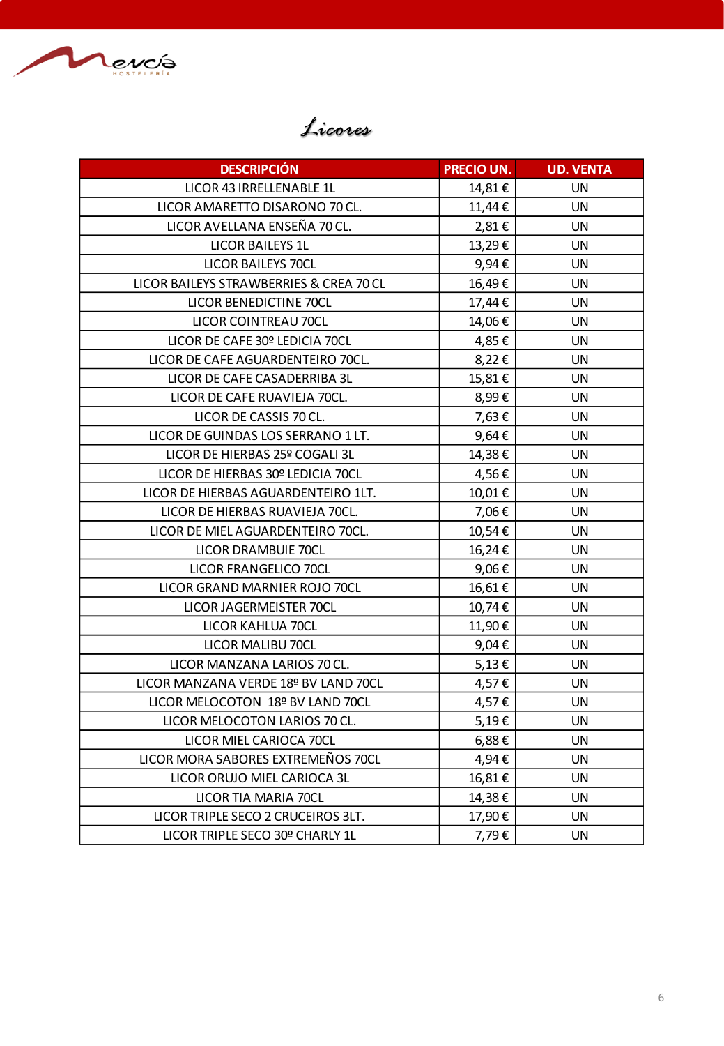# Licores

| DESCRIPCIÓN | PRECIO UN. | UD. VENTA |
|---|---|---|
| LICOR 43 IRRELLENABLE 1L | 14,81 € | UN |
| LICOR AMARETTO DISARONO 70 CL. | 11,44 € | UN |
| LICOR AVELLANA ENSEÑA 70 CL. | 2,81 € | UN |
| LICOR BAILEYS 1L | 13,29 € | UN |
| LICOR BAILEYS 70CL | 9,94 € | UN |
| LICOR BAILEYS STRAWBERRIES & CREA 70 CL | 16,49 € | UN |
| LICOR BENEDICTINE 70CL | 17,44 € | UN |
| LICOR COINTREAU 70CL | 14,06 € | UN |
| LICOR DE CAFE 30º LEDICIA 70CL | 4,85 € | UN |
| LICOR DE CAFE AGUARDENTEIRO 70CL. | 8,22 € | UN |
| LICOR DE CAFE CASADERRIBA 3L | 15,81 € | UN |
| LICOR DE CAFE RUAVIEJA 70CL. | 8,99 € | UN |
| LICOR DE CASSIS 70 CL. | 7,63 € | UN |
| LICOR DE GUINDAS LOS SERRANO 1 LT. | 9,64 € | UN |
| LICOR DE HIERBAS 25º COGALI 3L | 14,38 € | UN |
| LICOR DE HIERBAS 30º LEDICIA 70CL | 4,56 € | UN |
| LICOR DE HIERBAS AGUARDENTEIRO 1LT. | 10,01 € | UN |
| LICOR DE HIERBAS RUAVIEJA 70CL. | 7,06 € | UN |
| LICOR DE MIEL AGUARDENTEIRO 70CL. | 10,54 € | UN |
| LICOR DRAMBUIE 70CL | 16,24 € | UN |
| LICOR FRANGELICO 70CL | 9,06 € | UN |
| LICOR GRAND MARNIER ROJO 70CL | 16,61 € | UN |
| LICOR JAGERMEISTER 70CL | 10,74 € | UN |
| LICOR KAHLUA 70CL | 11,90 € | UN |
| LICOR MALIBU 70CL | 9,04 € | UN |
| LICOR MANZANA LARIOS 70 CL. | 5,13 € | UN |
| LICOR MANZANA VERDE 18º BV LAND 70CL | 4,57 € | UN |
| LICOR MELOCOTON 18º BV LAND 70CL | 4,57 € | UN |
| LICOR MELOCOTON LARIOS 70 CL. | 5,19 € | UN |
| LICOR MIEL CARIOCA 70CL | 6,88 € | UN |
| LICOR MORA SABORES EXTREMEÑOS 70CL | 4,94 € | UN |
| LICOR ORUJO MIEL CARIOCA 3L | 16,81 € | UN |
| LICOR TIA MARIA 70CL | 14,38 € | UN |
| LICOR TRIPLE SECO 2 CRUCEIROS 3LT. | 17,90 € | UN |
| LICOR TRIPLE SECO 30º CHARLY 1L | 7,79 € | UN |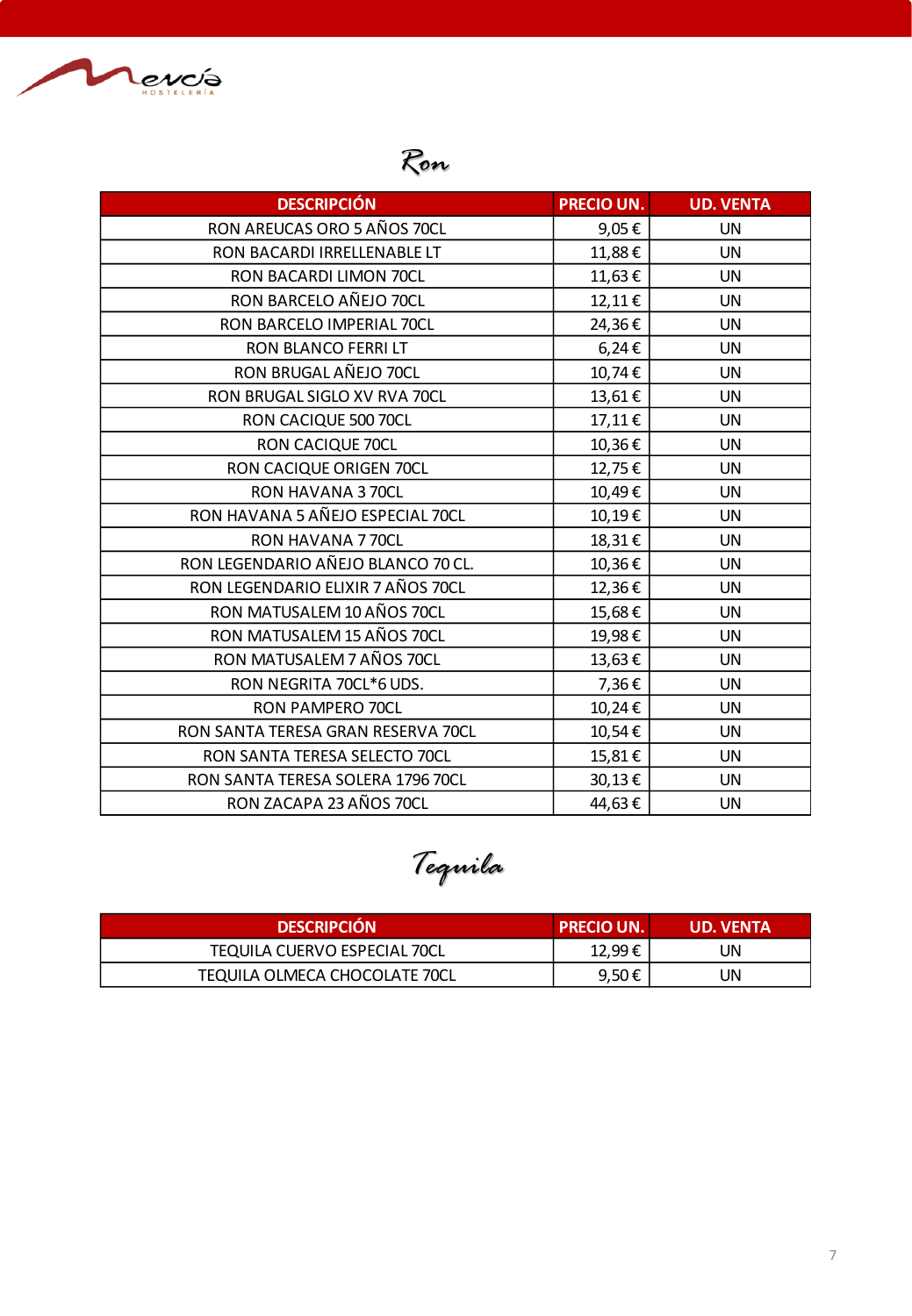## Ron

| DESCRIPCIÓN | PRECIO UN. | UD. VENTA |
|---|---|---|
| RON AREUCAS ORO 5 AÑOS 70CL | 9,05 € | UN |
| RON BACARDI IRRELLENABLE LT | 11,88 € | UN |
| RON BACARDI LIMON 70CL | 11,63 € | UN |
| RON BARCELO AÑEJO 70CL | 12,11 € | UN |
| RON BARCELO IMPERIAL 70CL | 24,36 € | UN |
| RON BLANCO FERRI LT | 6,24 € | UN |
| RON BRUGAL AÑEJO 70CL | 10,74 € | UN |
| RON BRUGAL SIGLO XV RVA 70CL | 13,61 € | UN |
| RON CACIQUE 500 70CL | 17,11 € | UN |
| RON CACIQUE 70CL | 10,36 € | UN |
| RON CACIQUE ORIGEN 70CL | 12,75 € | UN |
| RON HAVANA 3 70CL | 10,49 € | UN |
| RON HAVANA 5 AÑEJO ESPECIAL 70CL | 10,19 € | UN |
| RON HAVANA 7 70CL | 18,31 € | UN |
| RON LEGENDARIO AÑEJO BLANCO 70 CL. | 10,36 € | UN |
| RON LEGENDARIO ELIXIR 7 AÑOS 70CL | 12,36 € | UN |
| RON MATUSALEM 10 AÑOS 70CL | 15,68 € | UN |
| RON MATUSALEM 15 AÑOS 70CL | 19,98 € | UN |
| RON MATUSALEM 7 AÑOS 70CL | 13,63 € | UN |
| RON NEGRITA 70CL*6 UDS. | 7,36 € | UN |
| RON PAMPERO 70CL | 10,24 € | UN |
| RON SANTA TERESA GRAN RESERVA 70CL | 10,54 € | UN |
| RON SANTA TERESA SELECTO 70CL | 15,81 € | UN |
| RON SANTA TERESA SOLERA 1796 70CL | 30,13 € | UN |
| RON ZACAPA 23 AÑOS 70CL | 44,63 € | UN |

## Tequila

| DESCRIPCIÓN | PRECIO UN. | UD. VENTA |
|---|---|---|
| TEQUILA CUERVO ESPECIAL 70CL | 12,99 € | UN |
| TEQUILA OLMECA CHOCOLATE 70CL | 9,50 € | UN |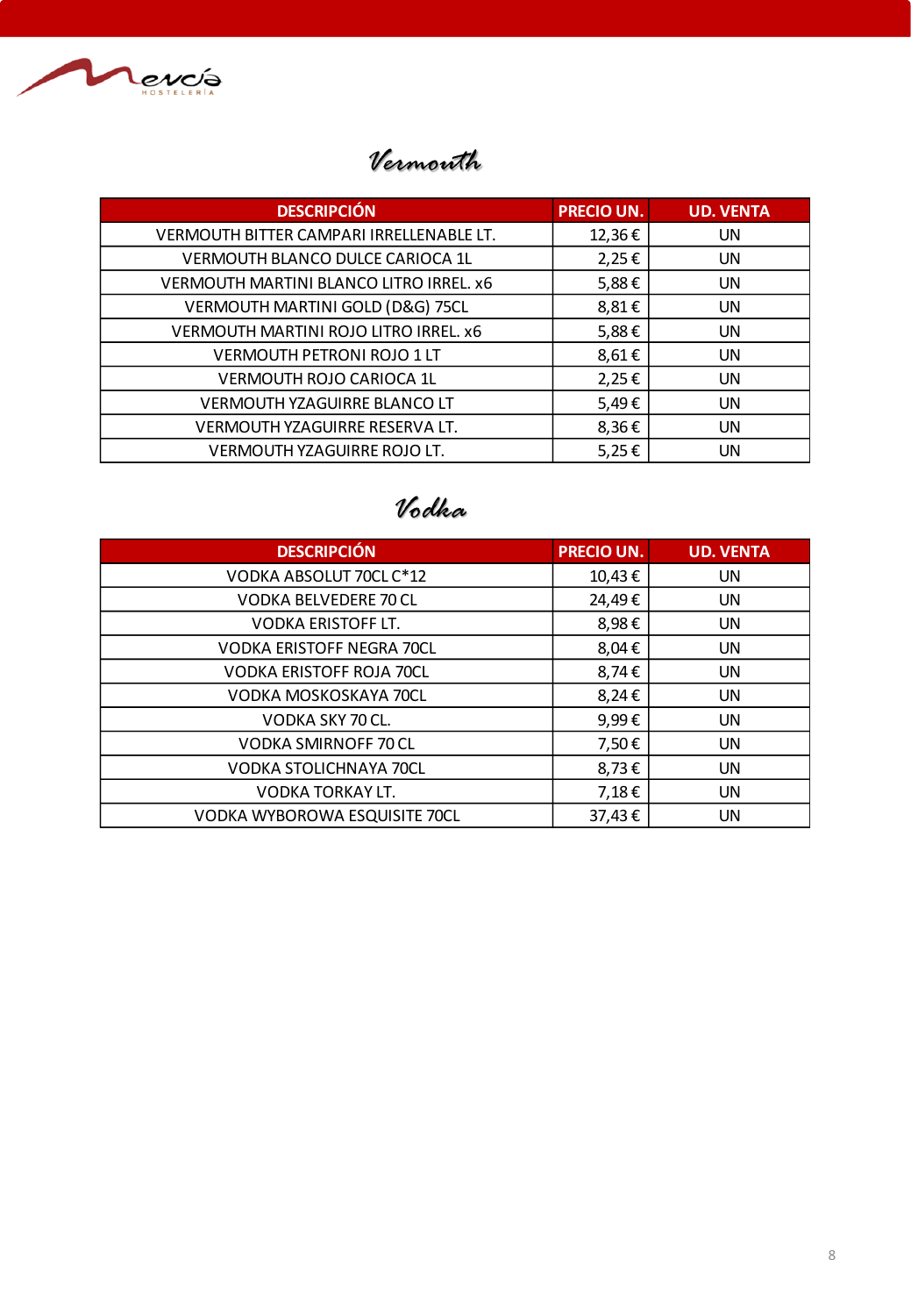## Vermouth

| DESCRIPCIÓN | PRECIO UN. | UD. VENTA |
|---|---|---|
| VERMOUTH BITTER CAMPARI IRRELLENABLE LT. | 12,36 € | UN |
| VERMOUTH BLANCO DULCE CARIOCA 1L | 2,25 € | UN |
| VERMOUTH MARTINI BLANCO LITRO IRREL. x6 | 5,88 € | UN |
| VERMOUTH MARTINI GOLD (D&G) 75CL | 8,81 € | UN |
| VERMOUTH MARTINI ROJO LITRO IRREL. x6 | 5,88 € | UN |
| VERMOUTH PETRONI ROJO 1 LT | 8,61 € | UN |
| VERMOUTH ROJO CARIOCA 1L | 2,25 € | UN |
| VERMOUTH YZAGUIRRE BLANCO LT | 5,49 € | UN |
| VERMOUTH YZAGUIRRE RESERVA LT. | 8,36 € | UN |
| VERMOUTH YZAGUIRRE ROJO LT. | 5,25 € | UN |

## Vodka

| DESCRIPCIÓN | PRECIO UN. | UD. VENTA |
|---|---|---|
| VODKA ABSOLUT 70CL C*12 | 10,43 € | UN |
| VODKA BELVEDERE 70 CL | 24,49 € | UN |
| VODKA ERISTOFF LT. | 8,98 € | UN |
| VODKA ERISTOFF NEGRA 70CL | 8,04 € | UN |
| VODKA ERISTOFF ROJA 70CL | 8,74 € | UN |
| VODKA MOSKOSKAYA 70CL | 8,24 € | UN |
| VODKA SKY 70 CL. | 9,99 € | UN |
| VODKA SMIRNOFF 70 CL | 7,50 € | UN |
| VODKA STOLICHNAYA 70CL | 8,73 € | UN |
| VODKA TORKAY LT. | 7,18 € | UN |
| VODKA WYBOROWA ESQUISITE 70CL | 37,43 € | UN |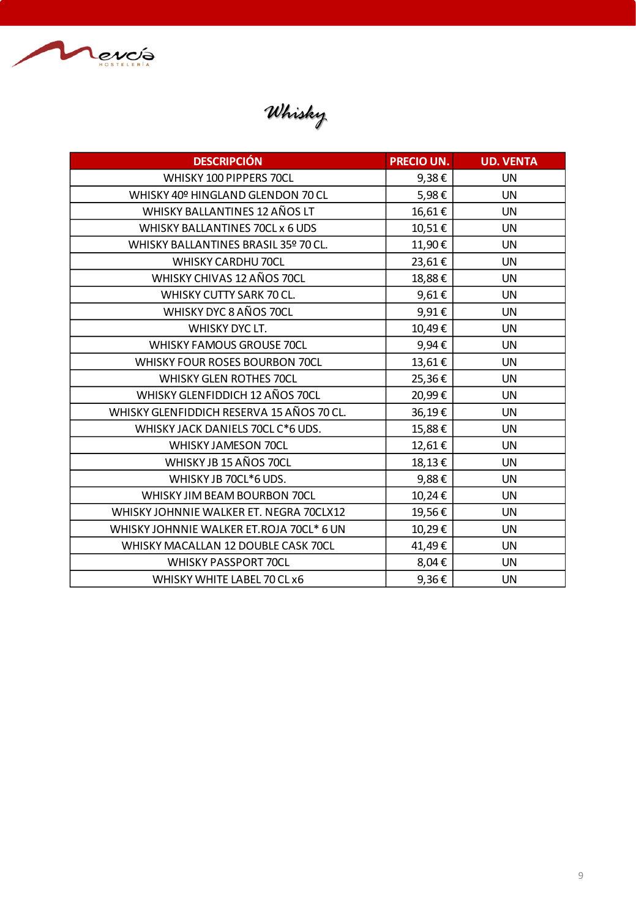# Whisky

| DESCRIPCIÓN | PRECIO UN. | UD. VENTA |
| --- | --- | --- |
| WHISKY 100 PIPPERS 70CL | 9,38 € | UN |
| WHISKY 40º HINGLAND GLENDON 70 CL | 5,98 € | UN |
| WHISKY BALLANTINES 12 AÑOS LT | 16,61 € | UN |
| WHISKY BALLANTINES 70CL x 6 UDS | 10,51 € | UN |
| WHISKY BALLANTINES BRASIL 35º 70 CL. | 11,90 € | UN |
| WHISKY CARDHU 70CL | 23,61 € | UN |
| WHISKY CHIVAS 12 AÑOS 70CL | 18,88 € | UN |
| WHISKY CUTTY SARK 70 CL. | 9,61 € | UN |
| WHISKY DYC 8 AÑOS 70CL | 9,91 € | UN |
| WHISKY DYC LT. | 10,49 € | UN |
| WHISKY FAMOUS GROUSE 70CL | 9,94 € | UN |
| WHISKY FOUR ROSES BOURBON 70CL | 13,61 € | UN |
| WHISKY GLEN ROTHES 70CL | 25,36 € | UN |
| WHISKY GLENFIDDICH 12 AÑOS 70CL | 20,99 € | UN |
| WHISKY GLENFIDDICH RESERVA 15 AÑOS 70 CL. | 36,19 € | UN |
| WHISKY JACK DANIELS 70CL C*6 UDS. | 15,88 € | UN |
| WHISKY JAMESON 70CL | 12,61 € | UN |
| WHISKY JB 15 AÑOS 70CL | 18,13 € | UN |
| WHISKY JB 70CL*6 UDS. | 9,88 € | UN |
| WHISKY JIM BEAM BOURBON 70CL | 10,24 € | UN |
| WHISKY JOHNNIE WALKER ET. NEGRA 70CLX12 | 19,56 € | UN |
| WHISKY JOHNNIE WALKER ET.ROJA 70CL* 6 UN | 10,29 € | UN |
| WHISKY MACALLAN 12 DOUBLE CASK 70CL | 41,49 € | UN |
| WHISKY PASSPORT 70CL | 8,04 € | UN |
| WHISKY WHITE LABEL 70 CL x6 | 9,36 € | UN |